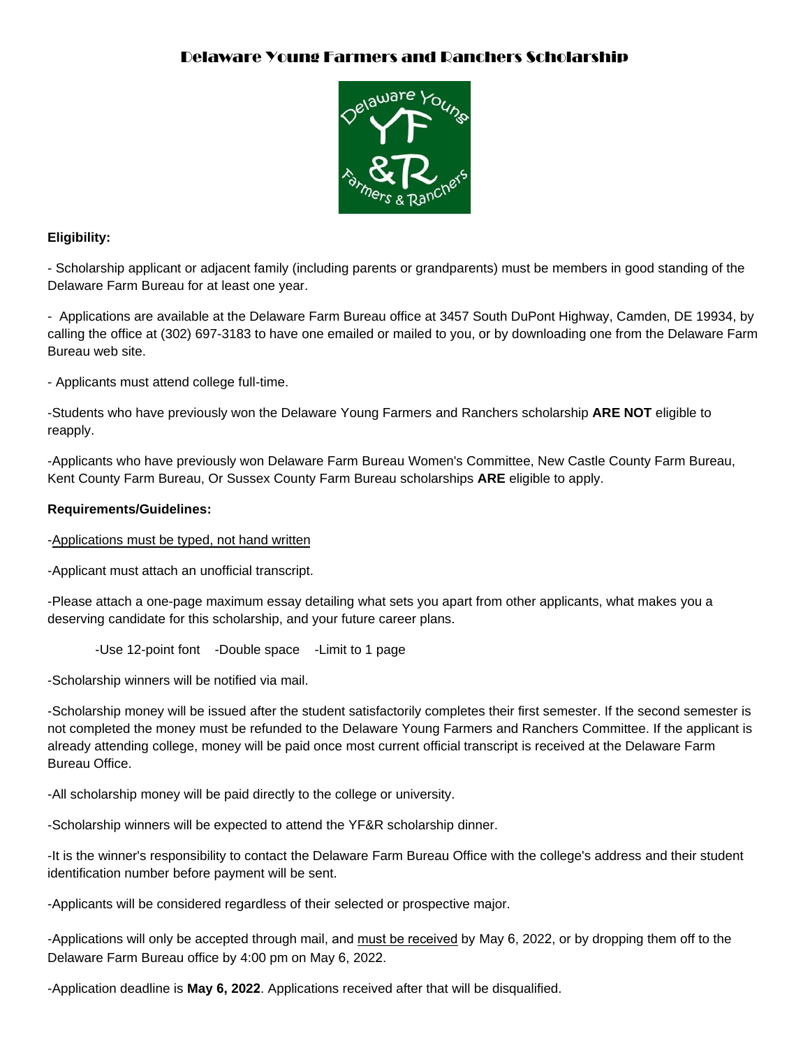# Delaware Young Farmers and Ranchers Scholarship

**Eligibility:**

- Scholarship applicant or adjacent family (including parents or grandparents) must be members in good standing of the Delaware Farm Bureau for at least one year.

- Applications are available at the Delaware Farm Bureau office at 3457 South DuPont Highway, Camden, DE 19934, by calling the office at (302) 697-3183 to have one emailed or mailed to you, or by downloading one from the Delaware Farm Bureau web site.

- Applicants must attend college full-time.

-Students who have previously won the Delaware Young Farmers and Ranchers scholarship **ARE NOT** eligible to reapply.

-Applicants who have previously won Delaware Farm Bureau Women's Committee, New Castle County Farm Bureau, Kent County Farm Bureau, Or Sussex County Farm Bureau scholarships **ARE** eligible to apply.

**Requirements/Guidelines:**

-Applications must be typed, not hand written

-Applicant must attach an unofficial transcript.

-Please attach a one-page maximum essay detailing what sets you apart from other applicants, what makes you a deserving candidate for this scholarship, and your future career plans.

-Use 12-point font -Double space -Limit to 1 page

-Scholarship winners will be notified via mail.

-Scholarship money will be issued after the student satisfactorily completes their first semester. If the second semester is not completed the money must be refunded to the Delaware Young Farmers and Ranchers Committee. If the applicant is already attending college, money will be paid once most current official transcript is received at the Delaware Farm Bureau Office.

-All scholarship money will be paid directly to the college or university.

-Scholarship winners will be expected to attend the YF&R scholarship dinner.

-It is the winner's responsibility to contact the Delaware Farm Bureau Office with the college's address and their student identification number before payment will be sent.

-Applicants will be considered regardless of their selected or prospective major.

-Applications will only be accepted through mail, and must be received by May 6, 2022, or by dropping them off to the Delaware Farm Bureau office by 4:00 pm on May 6, 2022.

-Application deadline is **May 6, 2022**. Applications received after that will be disqualified.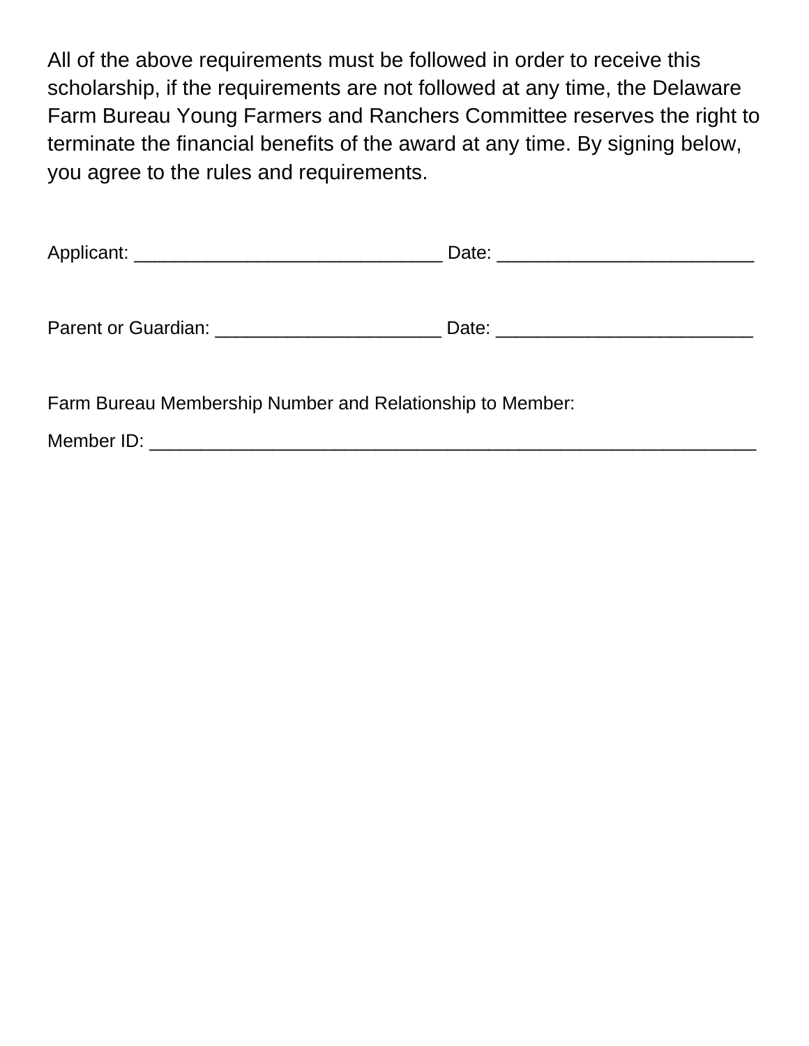All of the above requirements must be followed in order to receive this scholarship, if the requirements are not followed at any time, the Delaware Farm Bureau Young Farmers and Ranchers Committee reserves the right to terminate the financial benefits of the award at any time. By signing below, you agree to the rules and requirements.

Applicant: ______________________________ Date: _________________________

Parent or Guardian: ______________________ Date: _________________________

Farm Bureau Membership Number and Relationship to Member:

Member ID: ____________________________________________________________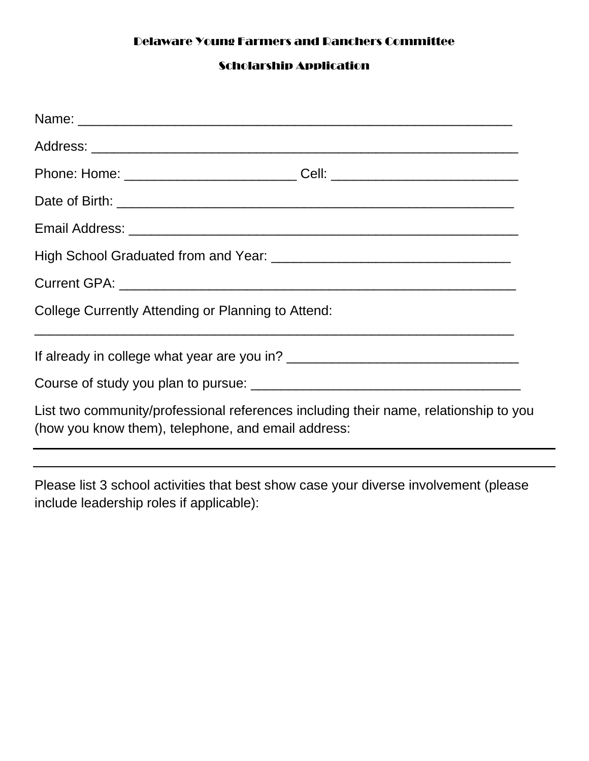# Delaware Young Farmers and Ranchers Committee

## Scholarship Application

Name: ___________________________________________________________

Address: _________________________________________________________

Phone: Home: _______________________ Cell: _________________________

Date of Birth: _____________________________________________________

Email Address: _____________________________________________________

High School Graduated from and Year: ________________________________

Current GPA: ______________________________________________________

College Currently Attending or Planning to Attend:
_________________________________________________________________

If already in college what year are you in? _______________________________

Course of study you plan to pursue: ___________________________________

List two community/professional references including their name, relationship to you (how you know them), telephone, and email address:

_________________________________________________________________

_________________________________________________________________

Please list 3 school activities that best show case your diverse involvement (please include leadership roles if applicable):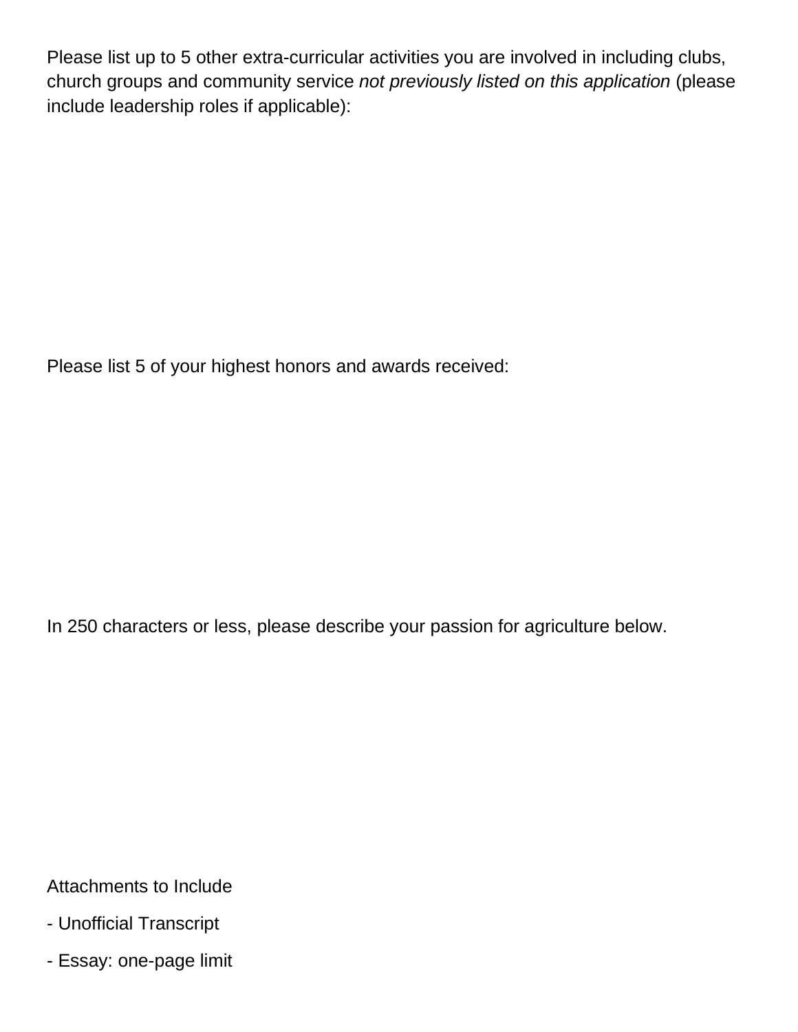Please list up to 5 other extra-curricular activities you are involved in including clubs, church groups and community service *not previously listed on this application* (please include leadership roles if applicable):

Please list 5 of your highest honors and awards received:

In 250 characters or less, please describe your passion for agriculture below.

Attachments to Include

- Unofficial Transcript
- Essay: one-page limit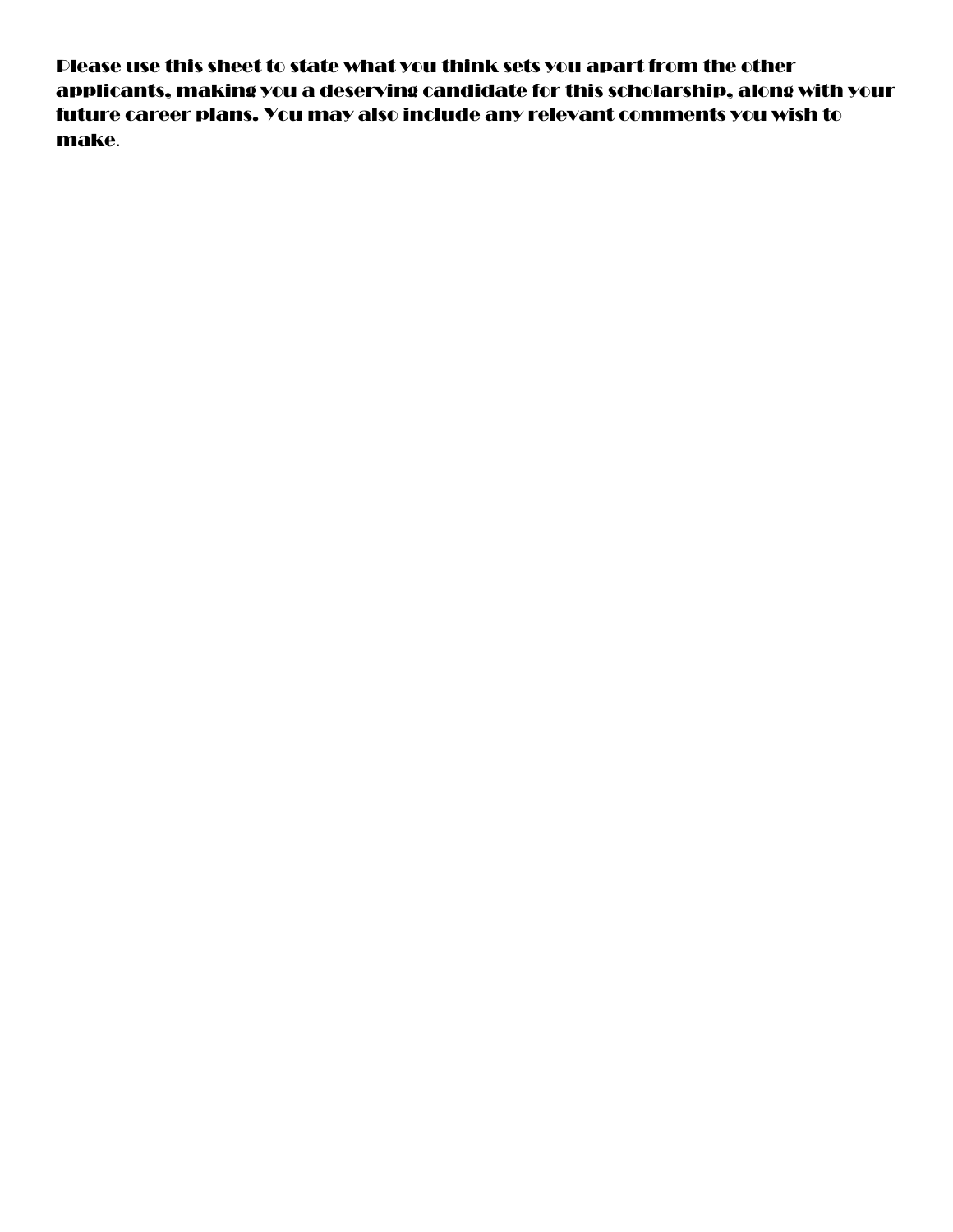**Please use this sheet to state what you think sets you apart from the other applicants, making you a deserving candidate for this scholarship, along with your future career plans. You may also include any relevant comments you wish to make**.